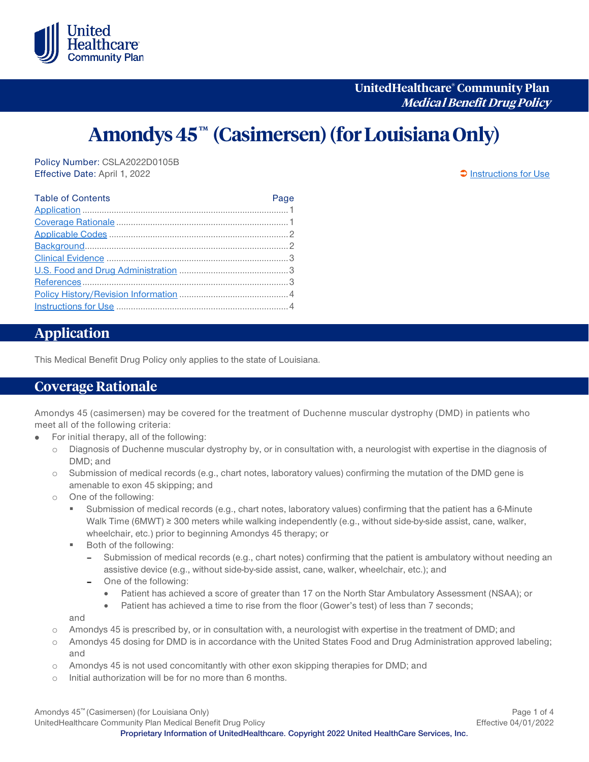UnitedHealthcare® Community Plan
*Medical Benefit Drug Policy*

# Amondys 45™ (Casimersen) (for Louisiana Only)

Policy Number: CSLA2022D0105B
Effective Date: April 1, 2022

➲ Instructions for Use

| Table of Contents | Page |
|---|---|
| Application | 1 |
| Coverage Rationale | 1 |
| Applicable Codes | 2 |
| Background | 2 |
| Clinical Evidence | 3 |
| U.S. Food and Drug Administration | 3 |
| References | 3 |
| Policy History/Revision Information | 4 |
| Instructions for Use | 4 |

## Application

This Medical Benefit Drug Policy only applies to the state of Louisiana.

## Coverage Rationale

Amondys 45 (casimersen) may be covered for the treatment of Duchenne muscular dystrophy (DMD) in patients who meet all of the following criteria:

- For initial therapy, all of the following:
  - Diagnosis of Duchenne muscular dystrophy by, or in consultation with, a neurologist with expertise in the diagnosis of DMD; and
  - Submission of medical records (e.g., chart notes, laboratory values) confirming the mutation of the DMD gene is amenable to exon 45 skipping; and
  - One of the following:
    - Submission of medical records (e.g., chart notes, laboratory values) confirming that the patient has a 6-Minute Walk Time (6MWT) ≥ 300 meters while walking independently (e.g., without side-by-side assist, cane, walker, wheelchair, etc.) prior to beginning Amondys 45 therapy; or
    - Both of the following:
      - Submission of medical records (e.g., chart notes) confirming that the patient is ambulatory without needing an assistive device (e.g., without side-by-side assist, cane, walker, wheelchair, etc.); and
      - One of the following:
        - Patient has achieved a score of greater than 17 on the North Star Ambulatory Assessment (NSAA); or
        - Patient has achieved a time to rise from the floor (Gower's test) of less than 7 seconds;

    and
  - Amondys 45 is prescribed by, or in consultation with, a neurologist with expertise in the treatment of DMD; and
  - Amondys 45 dosing for DMD is in accordance with the United States Food and Drug Administration approved labeling; and
  - Amondys 45 is not used concomitantly with other exon skipping therapies for DMD; and
  - Initial authorization will be for no more than 6 months.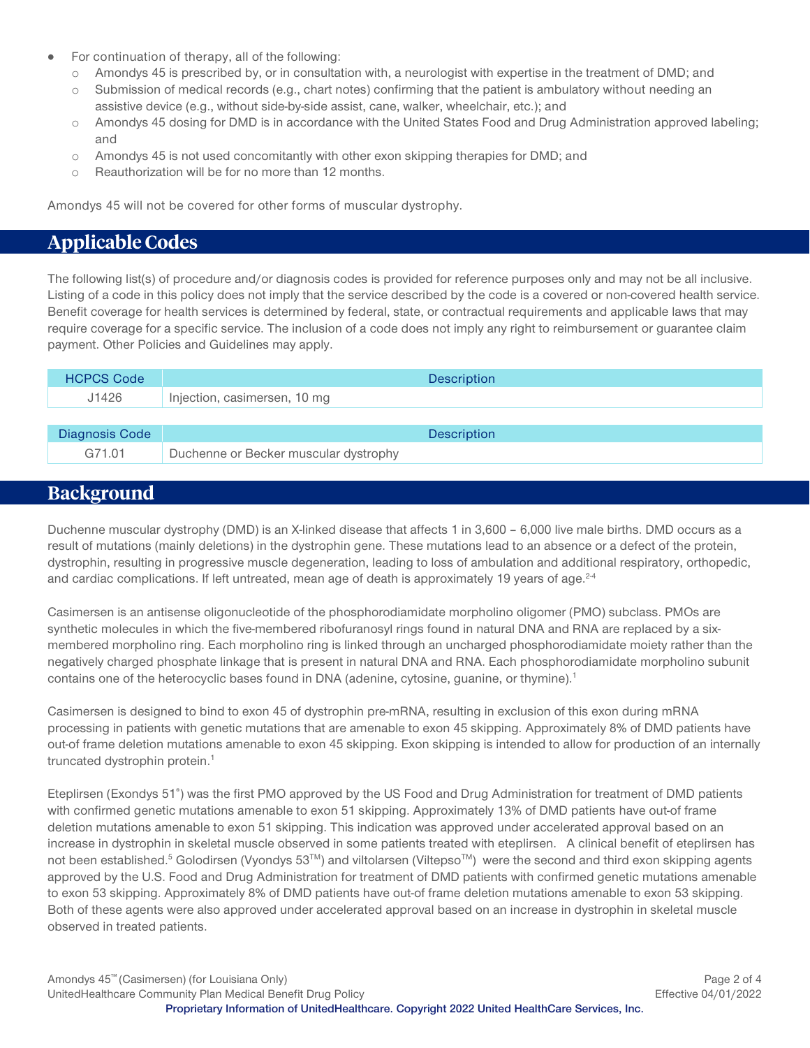- For continuation of therapy, all of the following:
  - Amondys 45 is prescribed by, or in consultation with, a neurologist with expertise in the treatment of DMD; and
  - Submission of medical records (e.g., chart notes) confirming that the patient is ambulatory without needing an assistive device (e.g., without side-by-side assist, cane, walker, wheelchair, etc.); and
  - Amondys 45 dosing for DMD is in accordance with the United States Food and Drug Administration approved labeling; and
  - Amondys 45 is not used concomitantly with other exon skipping therapies for DMD; and
  - Reauthorization will be for no more than 12 months.

Amondys 45 will not be covered for other forms of muscular dystrophy.

## Applicable Codes

The following list(s) of procedure and/or diagnosis codes is provided for reference purposes only and may not be all inclusive. Listing of a code in this policy does not imply that the service described by the code is a covered or non-covered health service. Benefit coverage for health services is determined by federal, state, or contractual requirements and applicable laws that may require coverage for a specific service. The inclusion of a code does not imply any right to reimbursement or guarantee claim payment. Other Policies and Guidelines may apply.

| HCPCS Code | Description |
|---|---|
| J1426 | Injection, casimersen, 10 mg |

| Diagnosis Code | Description |
|---|---|
| G71.01 | Duchenne or Becker muscular dystrophy |

## Background

Duchenne muscular dystrophy (DMD) is an X-linked disease that affects 1 in 3,600 – 6,000 live male births. DMD occurs as a result of mutations (mainly deletions) in the dystrophin gene. These mutations lead to an absence or a defect of the protein, dystrophin, resulting in progressive muscle degeneration, leading to loss of ambulation and additional respiratory, orthopedic, and cardiac complications. If left untreated, mean age of death is approximately 19 years of age.[2-4]

Casimersen is an antisense oligonucleotide of the phosphorodiamidate morpholino oligomer (PMO) subclass. PMOs are synthetic molecules in which the five-membered ribofuranosyl rings found in natural DNA and RNA are replaced by a six-membered morpholino ring. Each morpholino ring is linked through an uncharged phosphorodiamidate moiety rather than the negatively charged phosphate linkage that is present in natural DNA and RNA. Each phosphorodiamidate morpholino subunit contains one of the heterocyclic bases found in DNA (adenine, cytosine, guanine, or thymine).[1]

Casimersen is designed to bind to exon 45 of dystrophin pre-mRNA, resulting in exclusion of this exon during mRNA processing in patients with genetic mutations that are amenable to exon 45 skipping. Approximately 8% of DMD patients have out-of frame deletion mutations amenable to exon 45 skipping. Exon skipping is intended to allow for production of an internally truncated dystrophin protein.[1]

Eteplirsen (Exondys 51®) was the first PMO approved by the US Food and Drug Administration for treatment of DMD patients with confirmed genetic mutations amenable to exon 51 skipping. Approximately 13% of DMD patients have out-of frame deletion mutations amenable to exon 51 skipping. This indication was approved under accelerated approval based on an increase in dystrophin in skeletal muscle observed in some patients treated with eteplirsen. A clinical benefit of eteplirsen has not been established.[5] Golodirsen (Vyondys 53™) and viltolarsen (Viltepso™) were the second and third exon skipping agents approved by the U.S. Food and Drug Administration for treatment of DMD patients with confirmed genetic mutations amenable to exon 53 skipping. Approximately 8% of DMD patients have out-of frame deletion mutations amenable to exon 53 skipping. Both of these agents were also approved under accelerated approval based on an increase in dystrophin in skeletal muscle observed in treated patients.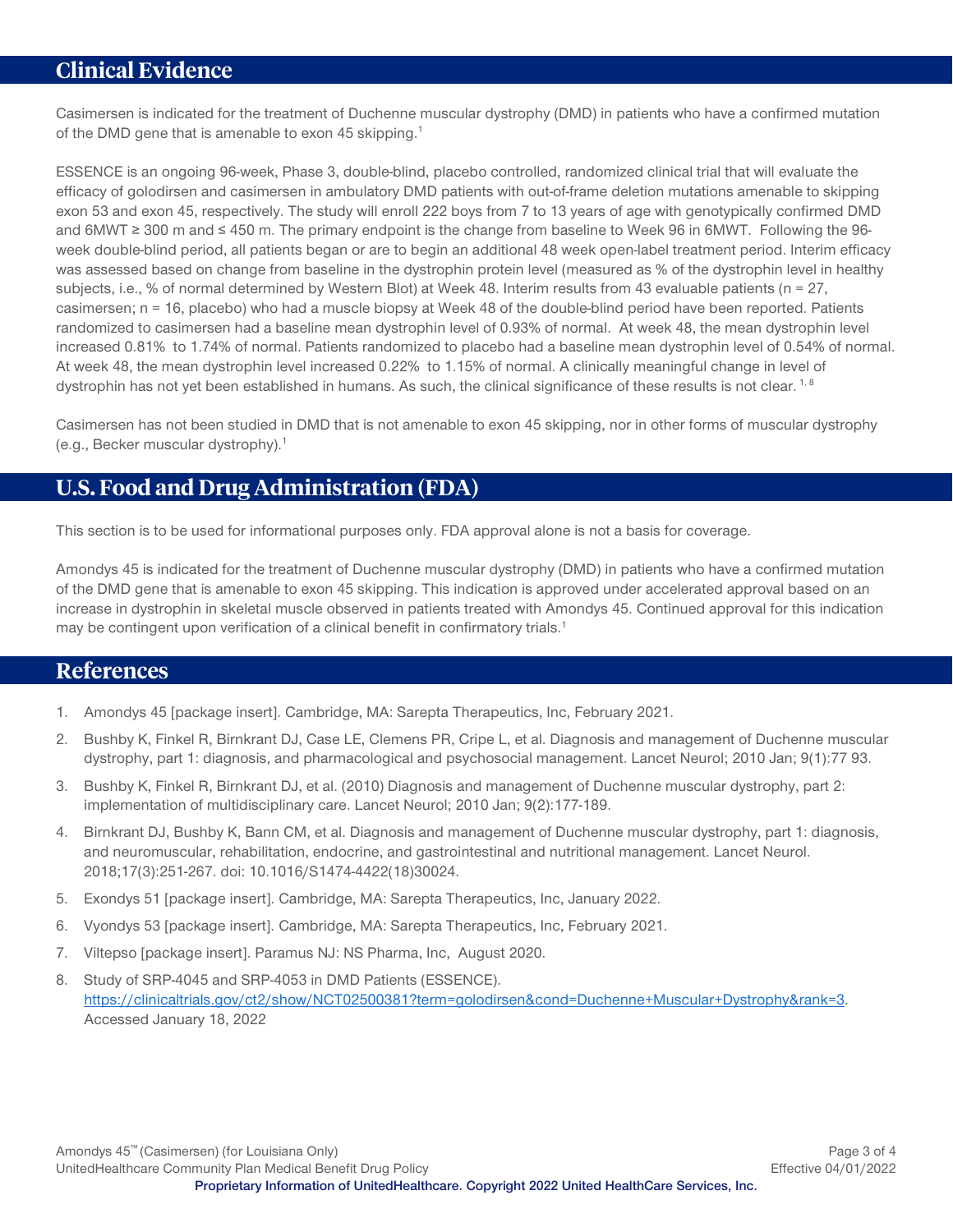## Clinical Evidence

Casimersen is indicated for the treatment of Duchenne muscular dystrophy (DMD) in patients who have a confirmed mutation of the DMD gene that is amenable to exon 45 skipping.[1]

ESSENCE is an ongoing 96-week, Phase 3, double-blind, placebo controlled, randomized clinical trial that will evaluate the efficacy of golodirsen and casimersen in ambulatory DMD patients with out-of-frame deletion mutations amenable to skipping exon 53 and exon 45, respectively. The study will enroll 222 boys from 7 to 13 years of age with genotypically confirmed DMD and 6MWT ≥ 300 m and ≤ 450 m. The primary endpoint is the change from baseline to Week 96 in 6MWT. Following the 96-week double-blind period, all patients began or are to begin an additional 48 week open-label treatment period. Interim efficacy was assessed based on change from baseline in the dystrophin protein level (measured as % of the dystrophin level in healthy subjects, i.e., % of normal determined by Western Blot) at Week 48. Interim results from 43 evaluable patients (n = 27, casimersen; n = 16, placebo) who had a muscle biopsy at Week 48 of the double-blind period have been reported. Patients randomized to casimersen had a baseline mean dystrophin level of 0.93% of normal. At week 48, the mean dystrophin level increased 0.81% to 1.74% of normal. Patients randomized to placebo had a baseline mean dystrophin level of 0.54% of normal. At week 48, the mean dystrophin level increased 0.22% to 1.15% of normal. A clinically meaningful change in level of dystrophin has not yet been established in humans. As such, the clinical significance of these results is not clear.[1, 8]

Casimersen has not been studied in DMD that is not amenable to exon 45 skipping, nor in other forms of muscular dystrophy (e.g., Becker muscular dystrophy).[1]

## U.S. Food and Drug Administration (FDA)

This section is to be used for informational purposes only. FDA approval alone is not a basis for coverage.

Amondys 45 is indicated for the treatment of Duchenne muscular dystrophy (DMD) in patients who have a confirmed mutation of the DMD gene that is amenable to exon 45 skipping. This indication is approved under accelerated approval based on an increase in dystrophin in skeletal muscle observed in patients treated with Amondys 45. Continued approval for this indication may be contingent upon verification of a clinical benefit in confirmatory trials.[1]

## References

1. Amondys 45 [package insert]. Cambridge, MA: Sarepta Therapeutics, Inc, February 2021.
2. Bushby K, Finkel R, Birnkrant DJ, Case LE, Clemens PR, Cripe L, et al. Diagnosis and management of Duchenne muscular dystrophy, part 1: diagnosis, and pharmacological and psychosocial management. Lancet Neurol; 2010 Jan; 9(1):77 93.
3. Bushby K, Finkel R, Birnkrant DJ, et al. (2010) Diagnosis and management of Duchenne muscular dystrophy, part 2: implementation of multidisciplinary care. Lancet Neurol; 2010 Jan; 9(2):177-189.
4. Birnkrant DJ, Bushby K, Bann CM, et al. Diagnosis and management of Duchenne muscular dystrophy, part 1: diagnosis, and neuromuscular, rehabilitation, endocrine, and gastrointestinal and nutritional management. Lancet Neurol. 2018;17(3):251-267. doi: 10.1016/S1474-4422(18)30024.
5. Exondys 51 [package insert]. Cambridge, MA: Sarepta Therapeutics, Inc, January 2022.
6. Vyondys 53 [package insert]. Cambridge, MA: Sarepta Therapeutics, Inc, February 2021.
7. Viltepso [package insert]. Paramus NJ: NS Pharma, Inc, August 2020.
8. Study of SRP-4045 and SRP-4053 in DMD Patients (ESSENCE). [https://clinicaltrials.gov/ct2/show/NCT02500381?term=golodirsen&cond=Duchenne+Muscular+Dystrophy&rank=3](https://clinicaltrials.gov/ct2/show/NCT02500381?term=golodirsen&cond=Duchenne+Muscular+Dystrophy&rank=3). Accessed January 18, 2022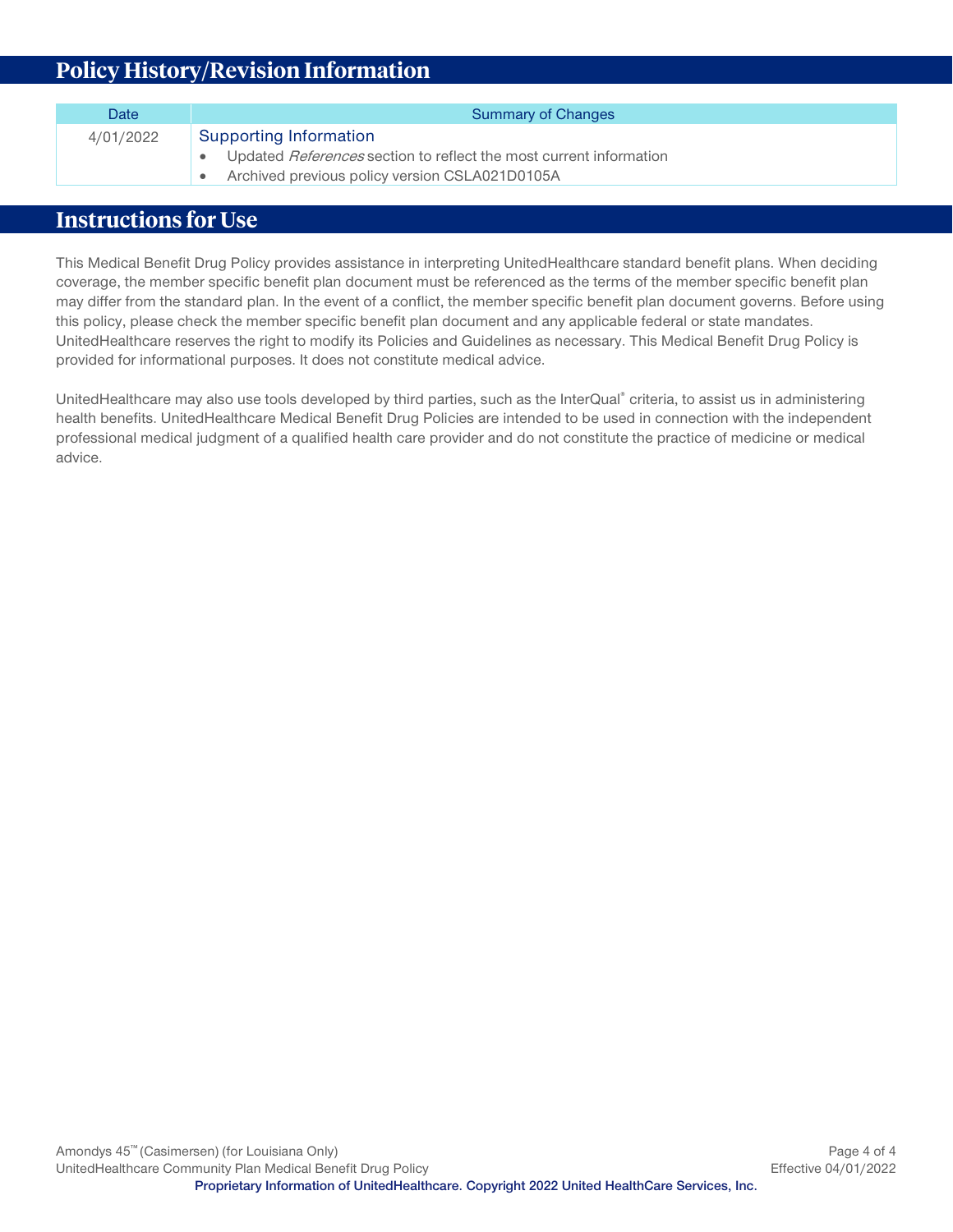## Policy History/Revision Information

| Date | Summary of Changes |
|---|---|
| 4/01/2022 | **Supporting Information**<br>• Updated *References* section to reflect the most current information<br>• Archived previous policy version CSLA021D0105A |

## Instructions for Use

This Medical Benefit Drug Policy provides assistance in interpreting UnitedHealthcare standard benefit plans. When deciding coverage, the member specific benefit plan document must be referenced as the terms of the member specific benefit plan may differ from the standard plan. In the event of a conflict, the member specific benefit plan document governs. Before using this policy, please check the member specific benefit plan document and any applicable federal or state mandates. UnitedHealthcare reserves the right to modify its Policies and Guidelines as necessary. This Medical Benefit Drug Policy is provided for informational purposes. It does not constitute medical advice.

UnitedHealthcare may also use tools developed by third parties, such as the InterQual® criteria, to assist us in administering health benefits. UnitedHealthcare Medical Benefit Drug Policies are intended to be used in connection with the independent professional medical judgment of a qualified health care provider and do not constitute the practice of medicine or medical advice.